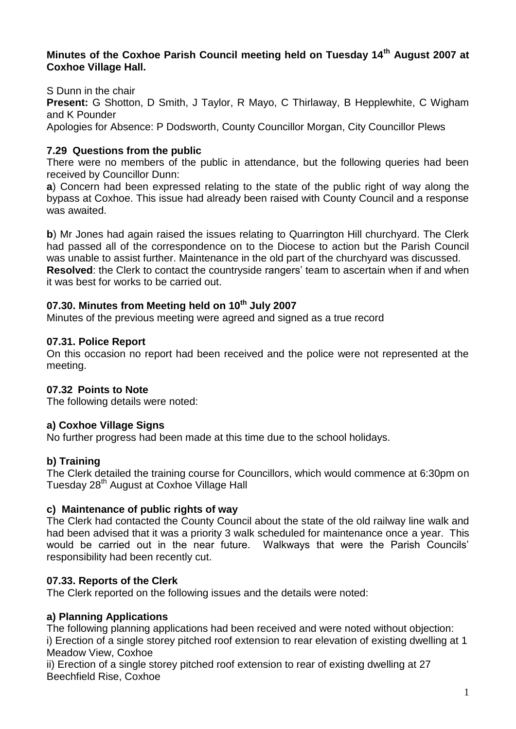**Minutes of the Coxhoe Parish Council meeting held on Tuesday 14th August 2007 at Coxhoe Village Hall.**

S Dunn in the chair

**Present:** G Shotton, D Smith, J Taylor, R Mayo, C Thirlaway, B Hepplewhite, C Wigham and K Pounder

Apologies for Absence: P Dodsworth, County Councillor Morgan, City Councillor Plews

### 7.29 Questions from the public

There were no members of the public in attendance, but the following queries had been received by Councillor Dunn:

**a**) Concern had been expressed relating to the state of the public right of way along the bypass at Coxhoe. This issue had already been raised with County Council and a response was awaited.

**b**) Mr Jones had again raised the issues relating to Quarrington Hill churchyard. The Clerk had passed all of the correspondence on to the Diocese to action but the Parish Council was unable to assist further. Maintenance in the old part of the churchyard was discussed.

**Resolved**: the Clerk to contact the countryside rangers' team to ascertain when if and when it was best for works to be carried out.

### 07.30. Minutes from Meeting held on 10th July 2007

Minutes of the previous meeting were agreed and signed as a true record

### 07.31. Police Report

On this occasion no report had been received and the police were not represented at the meeting.

### 07.32 Points to Note

The following details were noted:

#### a) Coxhoe Village Signs

No further progress had been made at this time due to the school holidays.

#### b) Training

The Clerk detailed the training course for Councillors, which would commence at 6:30pm on Tuesday 28th August at Coxhoe Village Hall

#### c) Maintenance of public rights of way

The Clerk had contacted the County Council about the state of the old railway line walk and had been advised that it was a priority 3 walk scheduled for maintenance once a year. This would be carried out in the near future. Walkways that were the Parish Councils' responsibility had been recently cut.

### 07.33. Reports of the Clerk

The Clerk reported on the following issues and the details were noted:

#### a) Planning Applications

The following planning applications had been received and were noted without objection:

i) Erection of a single storey pitched roof extension to rear elevation of existing dwelling at 1 Meadow View, Coxhoe

ii) Erection of a single storey pitched roof extension to rear of existing dwelling at 27 Beechfield Rise, Coxhoe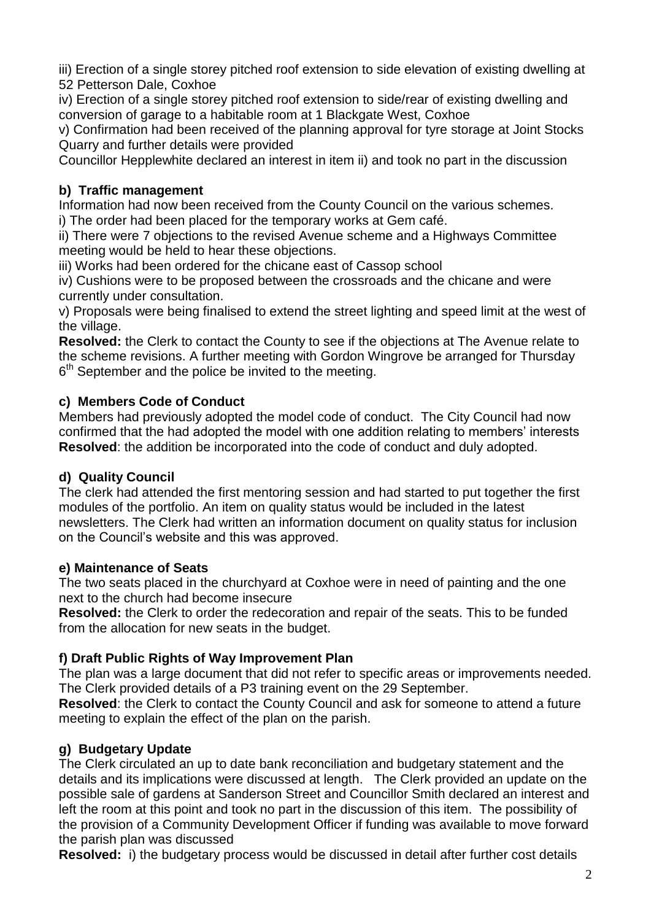iii) Erection of a single storey pitched roof extension to side elevation of existing dwelling at 52 Petterson Dale, Coxhoe

iv) Erection of a single storey pitched roof extension to side/rear of existing dwelling and conversion of garage to a habitable room at 1 Blackgate West, Coxhoe

v) Confirmation had been received of the planning approval for tyre storage at Joint Stocks Quarry and further details were provided

Councillor Hepplewhite declared an interest in item ii) and took no part in the discussion

### b) Traffic management

Information had now been received from the County Council on the various schemes.

i) The order had been placed for the temporary works at Gem café.

ii) There were 7 objections to the revised Avenue scheme and a Highways Committee meeting would be held to hear these objections.

iii) Works had been ordered for the chicane east of Cassop school

iv) Cushions were to be proposed between the crossroads and the chicane and were currently under consultation.

v) Proposals were being finalised to extend the street lighting and speed limit at the west of the village.

**Resolved:** the Clerk to contact the County to see if the objections at The Avenue relate to the scheme revisions. A further meeting with Gordon Wingrove be arranged for Thursday 6th September and the police be invited to the meeting.

### c) Members Code of Conduct

Members had previously adopted the model code of conduct. The City Council had now confirmed that the had adopted the model with one addition relating to members' interests

**Resolved**: the addition be incorporated into the code of conduct and duly adopted.

### d) Quality Council

The clerk had attended the first mentoring session and had started to put together the first modules of the portfolio. An item on quality status would be included in the latest newsletters. The Clerk had written an information document on quality status for inclusion on the Council's website and this was approved.

### e) Maintenance of Seats

The two seats placed in the churchyard at Coxhoe were in need of painting and the one next to the church had become insecure

**Resolved:** the Clerk to order the redecoration and repair of the seats. This to be funded from the allocation for new seats in the budget.

### f) Draft Public Rights of Way Improvement Plan

The plan was a large document that did not refer to specific areas or improvements needed. The Clerk provided details of a P3 training event on the 29 September.

**Resolved**: the Clerk to contact the County Council and ask for someone to attend a future meeting to explain the effect of the plan on the parish.

### g) Budgetary Update

The Clerk circulated an up to date bank reconciliation and budgetary statement and the details and its implications were discussed at length. The Clerk provided an update on the possible sale of gardens at Sanderson Street and Councillor Smith declared an interest and left the room at this point and took no part in the discussion of this item. The possibility of the provision of a Community Development Officer if funding was available to move forward the parish plan was discussed

**Resolved:** i) the budgetary process would be discussed in detail after further cost details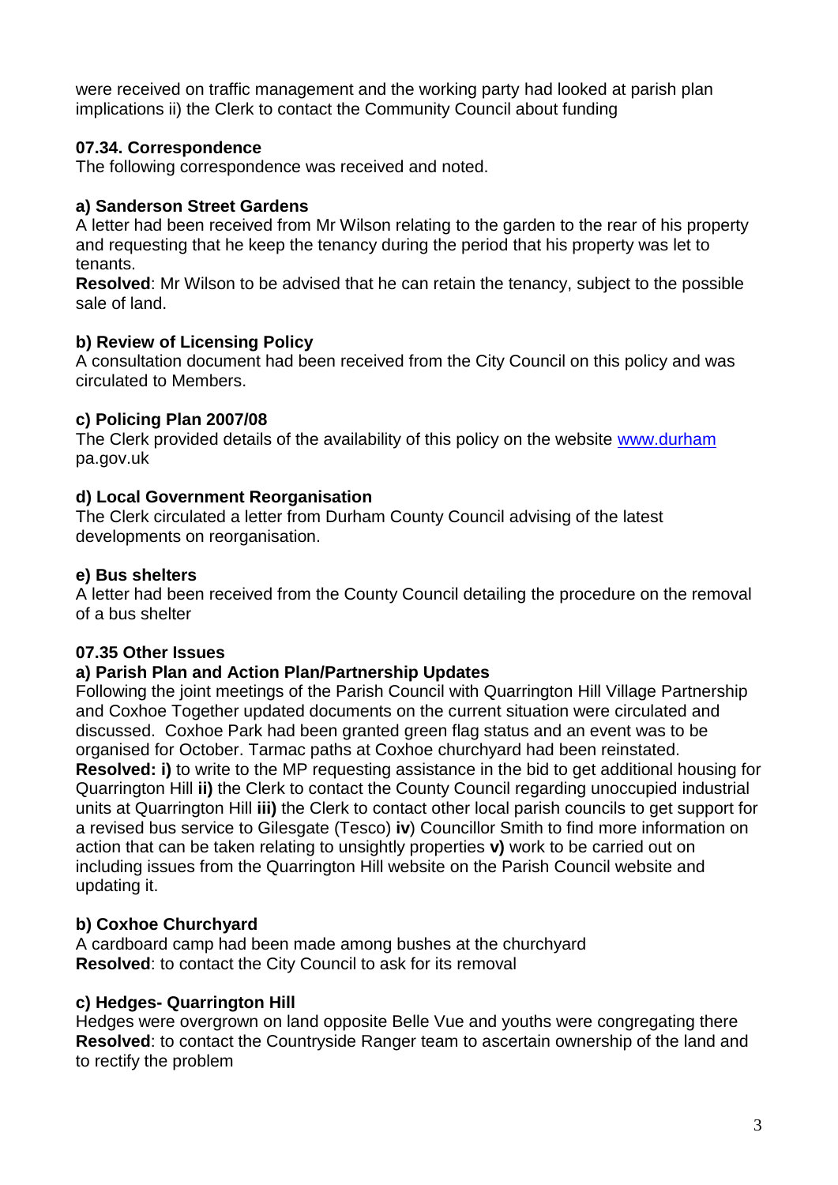were received on traffic management and the working party had looked at parish plan implications ii) the Clerk to contact the Community Council about funding

### 07.34. Correspondence

The following correspondence was received and noted.

#### a) Sanderson Street Gardens

A letter had been received from Mr Wilson relating to the garden to the rear of his property and requesting that he keep the tenancy during the period that his property was let to tenants.

**Resolved**: Mr Wilson to be advised that he can retain the tenancy, subject to the possible sale of land.

#### b) Review of Licensing Policy

A consultation document had been received from the City Council on this policy and was circulated to Members.

#### c) Policing Plan 2007/08

The Clerk provided details of the availability of this policy on the website [www.durham](www.durham) pa.gov.uk

#### d) Local Government Reorganisation

The Clerk circulated a letter from Durham County Council advising of the latest developments on reorganisation.

#### e) Bus shelters

A letter had been received from the County Council detailing the procedure on the removal of a bus shelter

### 07.35 Other Issues

#### a) Parish Plan and Action Plan/Partnership Updates

Following the joint meetings of the Parish Council with Quarrington Hill Village Partnership and Coxhoe Together updated documents on the current situation were circulated and discussed. Coxhoe Park had been granted green flag status and an event was to be organised for October. Tarmac paths at Coxhoe churchyard had been reinstated.
**Resolved: i)** to write to the MP requesting assistance in the bid to get additional housing for Quarrington Hill **ii)** the Clerk to contact the County Council regarding unoccupied industrial units at Quarrington Hill **iii)** the Clerk to contact other local parish councils to get support for a revised bus service to Gilesgate (Tesco) **iv**) Councillor Smith to find more information on action that can be taken relating to unsightly properties **v)** work to be carried out on including issues from the Quarrington Hill website on the Parish Council website and updating it.

#### b) Coxhoe Churchyard

A cardboard camp had been made among bushes at the churchyard
**Resolved**: to contact the City Council to ask for its removal

#### c) Hedges- Quarrington Hill

Hedges were overgrown on land opposite Belle Vue and youths were congregating there
**Resolved**: to contact the Countryside Ranger team to ascertain ownership of the land and to rectify the problem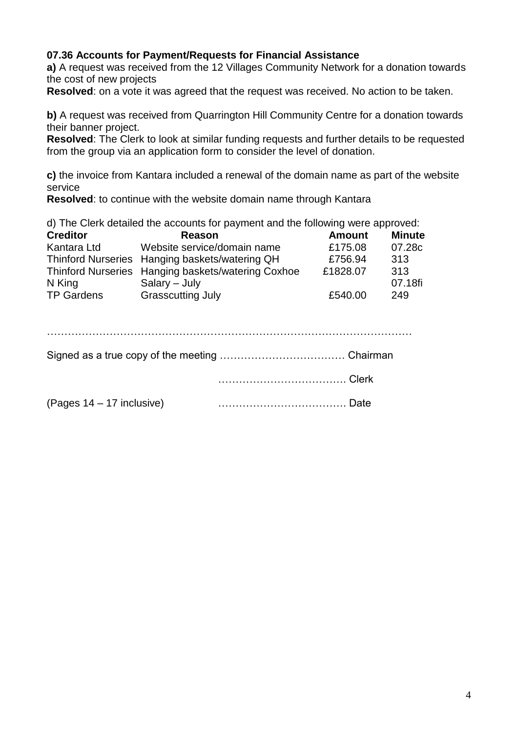**07.36 Accounts for Payment/Requests for Financial Assistance**

**a)** A request was received from the 12 Villages Community Network for a donation towards the cost of new projects

**Resolved**: on a vote it was agreed that the request was received. No action to be taken.

**b)** A request was received from Quarrington Hill Community Centre for a donation towards their banner project.

**Resolved**: The Clerk to look at similar funding requests and further details to be requested from the group via an application form to consider the level of donation.

**c)** the invoice from Kantara included a renewal of the domain name as part of the website service

**Resolved**: to continue with the website domain name through Kantara

d) The Clerk detailed the accounts for payment and the following were approved:

| **Creditor** | **Reason** | **Amount** | **Minute** |
|---|---|---|---|
| Kantara Ltd | Website service/domain name | £175.08 | 07.28c |
| Thinford Nurseries | Hanging baskets/watering QH | £756.94 | 313 |
| Thinford Nurseries | Hanging baskets/watering Coxhoe | £1828.07 | 313 |
| N King | Salary – July | | 07.18fi |
| TP Gardens | Grasscutting July | £540.00 | 249 |

…………………………………………………………………………………………

Signed as a true copy of the meeting ……………………………… Chairman

………………………………. Clerk

(Pages 14 – 17 inclusive) ………………………………. Date